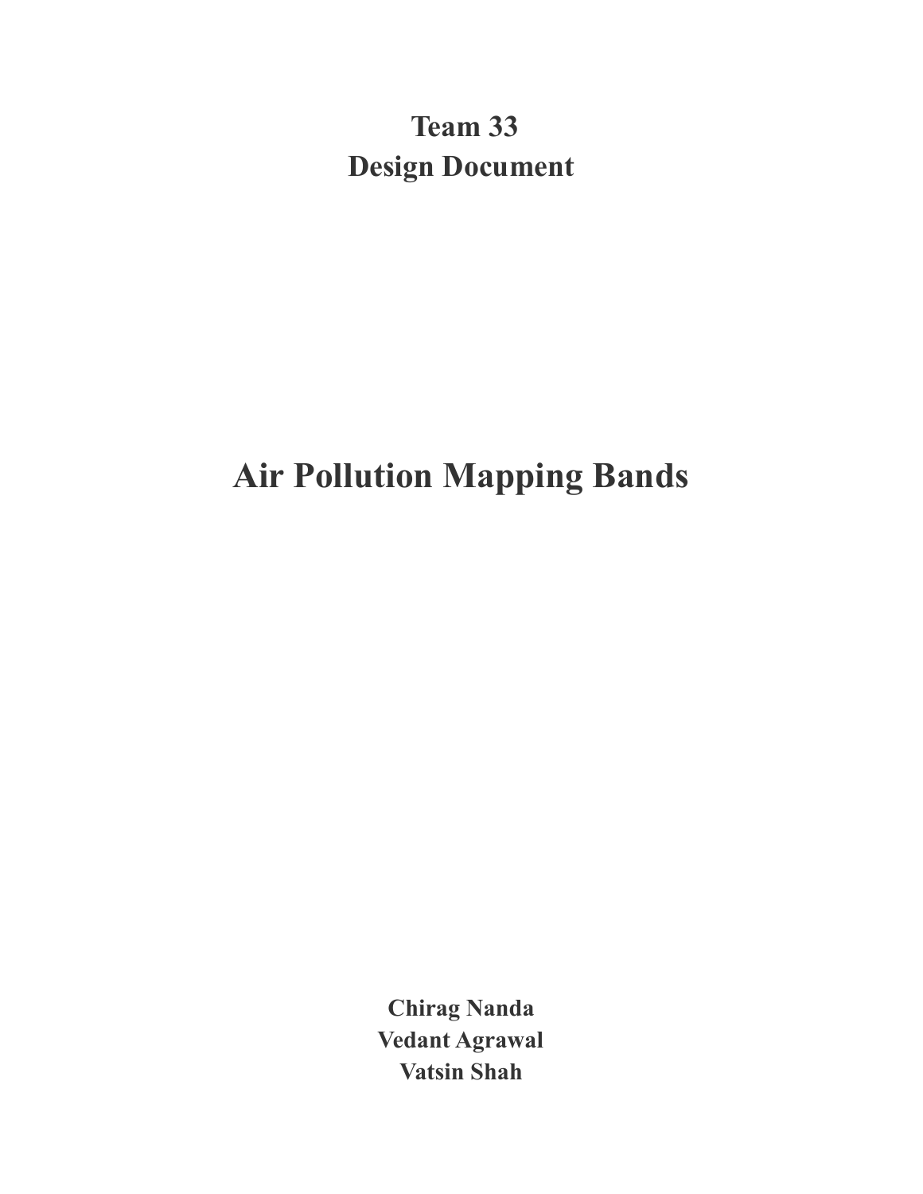**Team 33**
**Design Document**

# Air Pollution Mapping Bands

**Chirag Nanda**
**Vedant Agrawal**
**Vatsin Shah**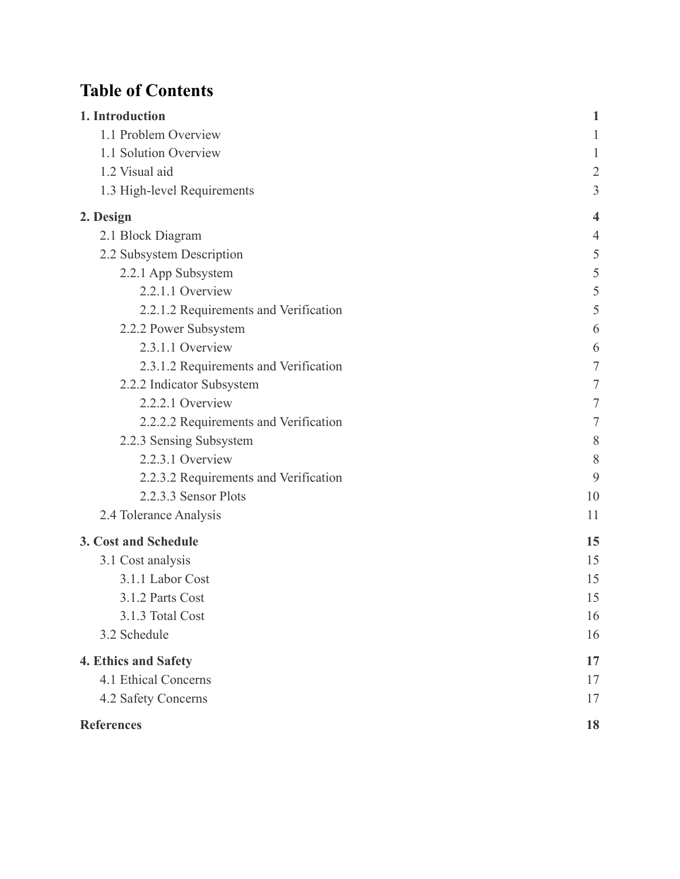# Table of Contents

| | |
|---|---|
| **1. Introduction** | **1** |
| 1.1 Problem Overview | 1 |
| 1.1 Solution Overview | 1 |
| 1.2 Visual aid | 2 |
| 1.3 High-level Requirements | 3 |
| **2. Design** | **4** |
| 2.1 Block Diagram | 4 |
| 2.2 Subsystem Description | 5 |
| 2.2.1 App Subsystem | 5 |
| 2.2.1.1 Overview | 5 |
| 2.2.1.2 Requirements and Verification | 5 |
| 2.2.2 Power Subsystem | 6 |
| 2.3.1.1 Overview | 6 |
| 2.3.1.2 Requirements and Verification | 7 |
| 2.2.2 Indicator Subsystem | 7 |
| 2.2.2.1 Overview | 7 |
| 2.2.2.2 Requirements and Verification | 7 |
| 2.2.3 Sensing Subsystem | 8 |
| 2.2.3.1 Overview | 8 |
| 2.2.3.2 Requirements and Verification | 9 |
| 2.2.3.3 Sensor Plots | 10 |
| 2.4 Tolerance Analysis | 11 |
| **3. Cost and Schedule** | **15** |
| 3.1 Cost analysis | 15 |
| 3.1.1 Labor Cost | 15 |
| 3.1.2 Parts Cost | 15 |
| 3.1.3 Total Cost | 16 |
| 3.2 Schedule | 16 |
| **4. Ethics and Safety** | **17** |
| 4.1 Ethical Concerns | 17 |
| 4.2 Safety Concerns | 17 |
| **References** | **18** |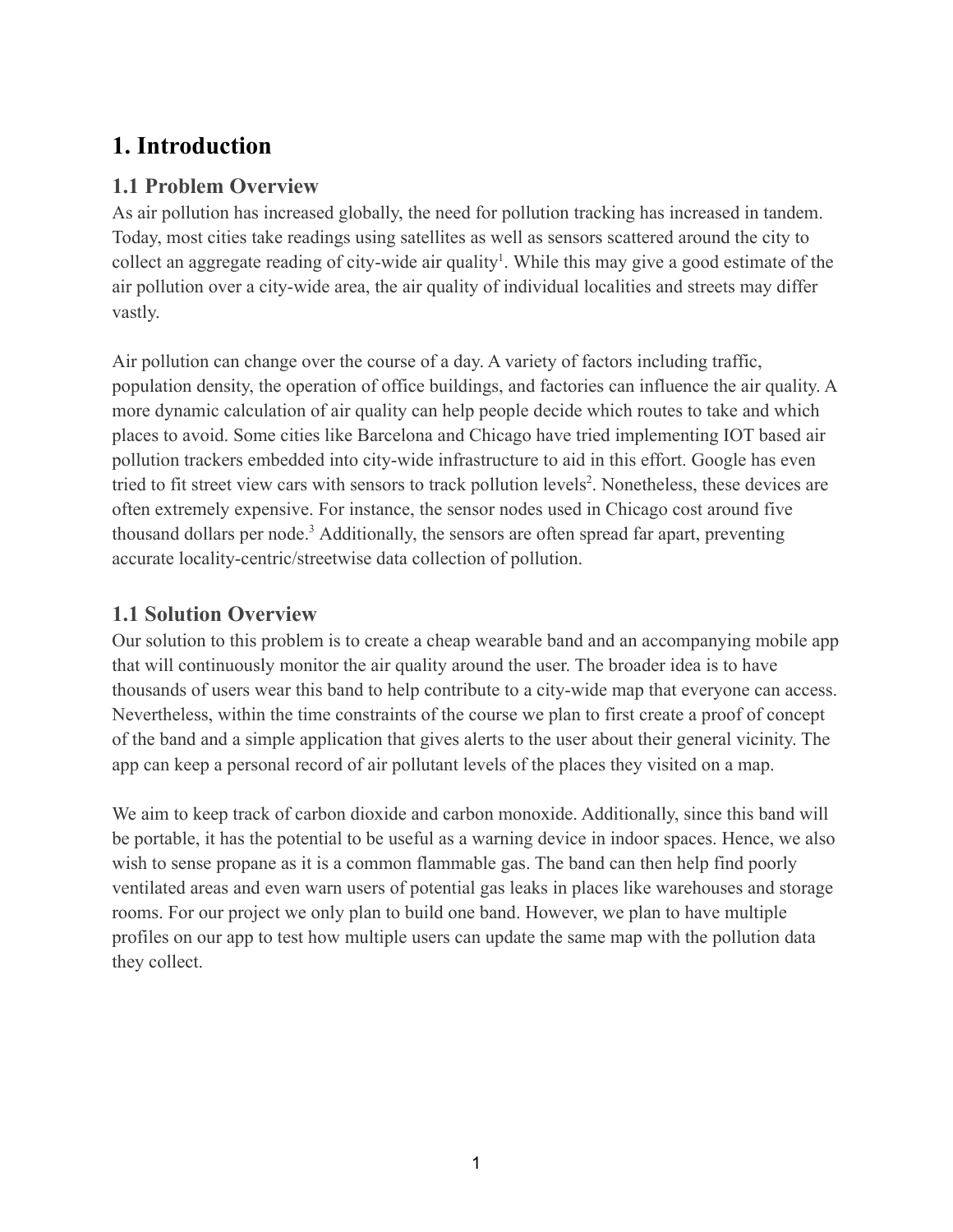# 1. Introduction

## 1.1 Problem Overview

As air pollution has increased globally, the need for pollution tracking has increased in tandem. Today, most cities take readings using satellites as well as sensors scattered around the city to collect an aggregate reading of city-wide air quality[1]. While this may give a good estimate of the air pollution over a city-wide area, the air quality of individual localities and streets may differ vastly.

Air pollution can change over the course of a day. A variety of factors including traffic, population density, the operation of office buildings, and factories can influence the air quality. A more dynamic calculation of air quality can help people decide which routes to take and which places to avoid. Some cities like Barcelona and Chicago have tried implementing IOT based air pollution trackers embedded into city-wide infrastructure to aid in this effort. Google has even tried to fit street view cars with sensors to track pollution levels[2]. Nonetheless, these devices are often extremely expensive. For instance, the sensor nodes used in Chicago cost around five thousand dollars per node.[3] Additionally, the sensors are often spread far apart, preventing accurate locality-centric/streetwise data collection of pollution.

## 1.1 Solution Overview

Our solution to this problem is to create a cheap wearable band and an accompanying mobile app that will continuously monitor the air quality around the user. The broader idea is to have thousands of users wear this band to help contribute to a city-wide map that everyone can access. Nevertheless, within the time constraints of the course we plan to first create a proof of concept of the band and a simple application that gives alerts to the user about their general vicinity. The app can keep a personal record of air pollutant levels of the places they visited on a map.

We aim to keep track of carbon dioxide and carbon monoxide. Additionally, since this band will be portable, it has the potential to be useful as a warning device in indoor spaces. Hence, we also wish to sense propane as it is a common flammable gas. The band can then help find poorly ventilated areas and even warn users of potential gas leaks in places like warehouses and storage rooms. For our project we only plan to build one band. However, we plan to have multiple profiles on our app to test how multiple users can update the same map with the pollution data they collect.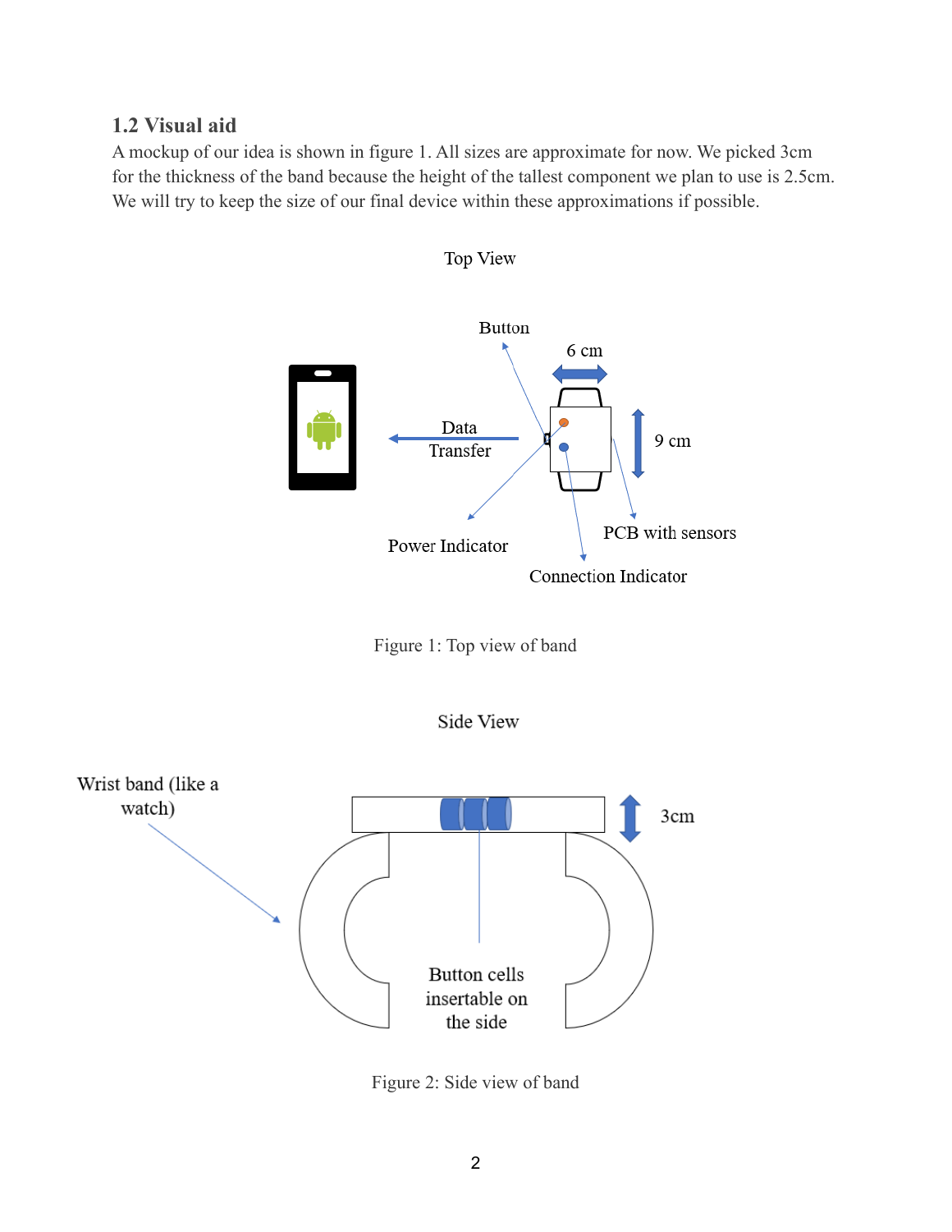### 1.2 Visual aid

A mockup of our idea is shown in figure 1. All sizes are approximate for now. We picked 3cm for the thickness of the band because the height of the tallest component we plan to use is 2.5cm. We will try to keep the size of our final device within these approximations if possible.

Top View

Button

6 cm

Data Transfer

9 cm

Power Indicator

PCB with sensors

Connection Indicator

Figure 1: Top view of band

Side View

Wrist band (like a watch)

3cm

Button cells insertable on the side

Figure 2: Side view of band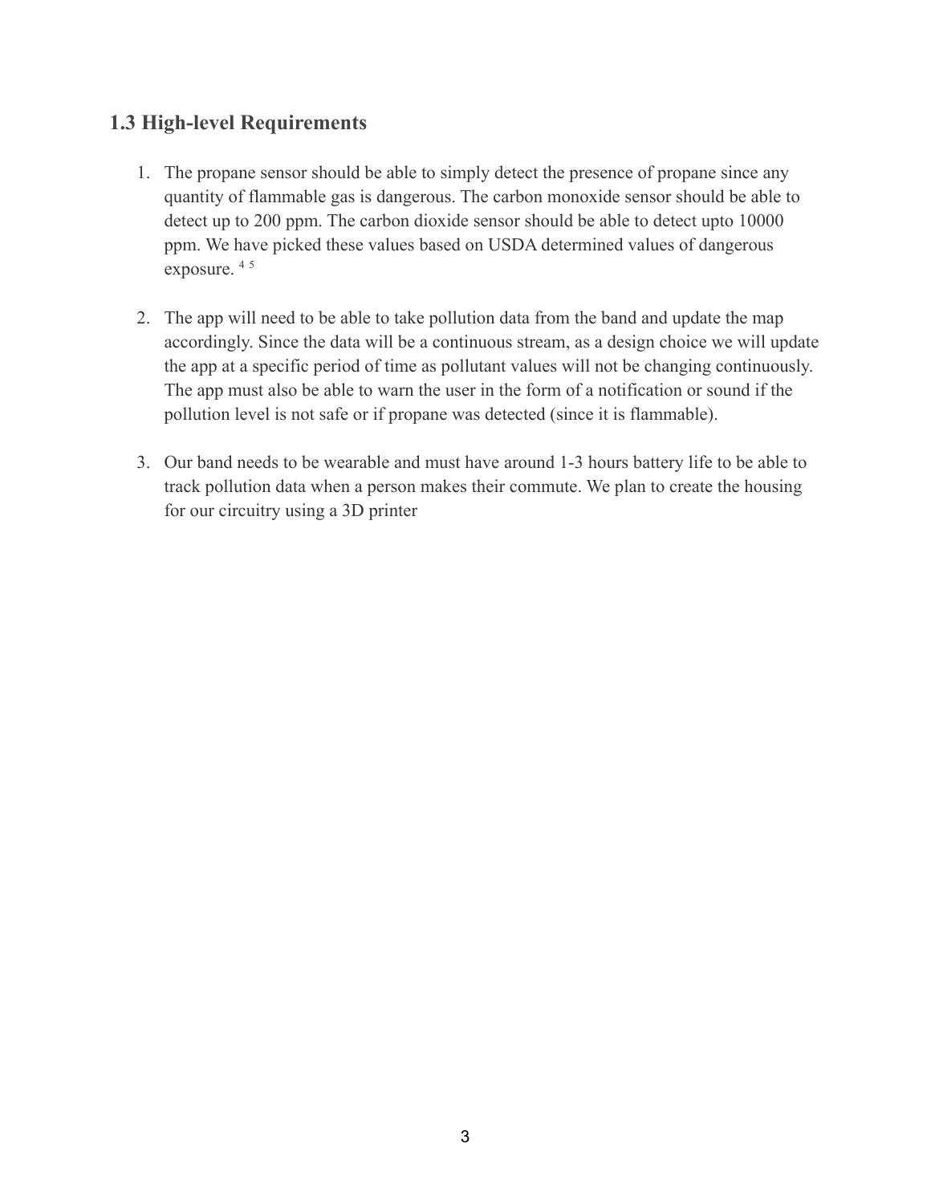## 1.3 High-level Requirements

1. The propane sensor should be able to simply detect the presence of propane since any quantity of flammable gas is dangerous. The carbon monoxide sensor should be able to detect up to 200 ppm. The carbon dioxide sensor should be able to detect upto 10000 ppm. We have picked these values based on USDA determined values of dangerous exposure. [4] [5]

2. The app will need to be able to take pollution data from the band and update the map accordingly. Since the data will be a continuous stream, as a design choice we will update the app at a specific period of time as pollutant values will not be changing continuously. The app must also be able to warn the user in the form of a notification or sound if the pollution level is not safe or if propane was detected (since it is flammable).

3. Our band needs to be wearable and must have around 1-3 hours battery life to be able to track pollution data when a person makes their commute. We plan to create the housing for our circuitry using a 3D printer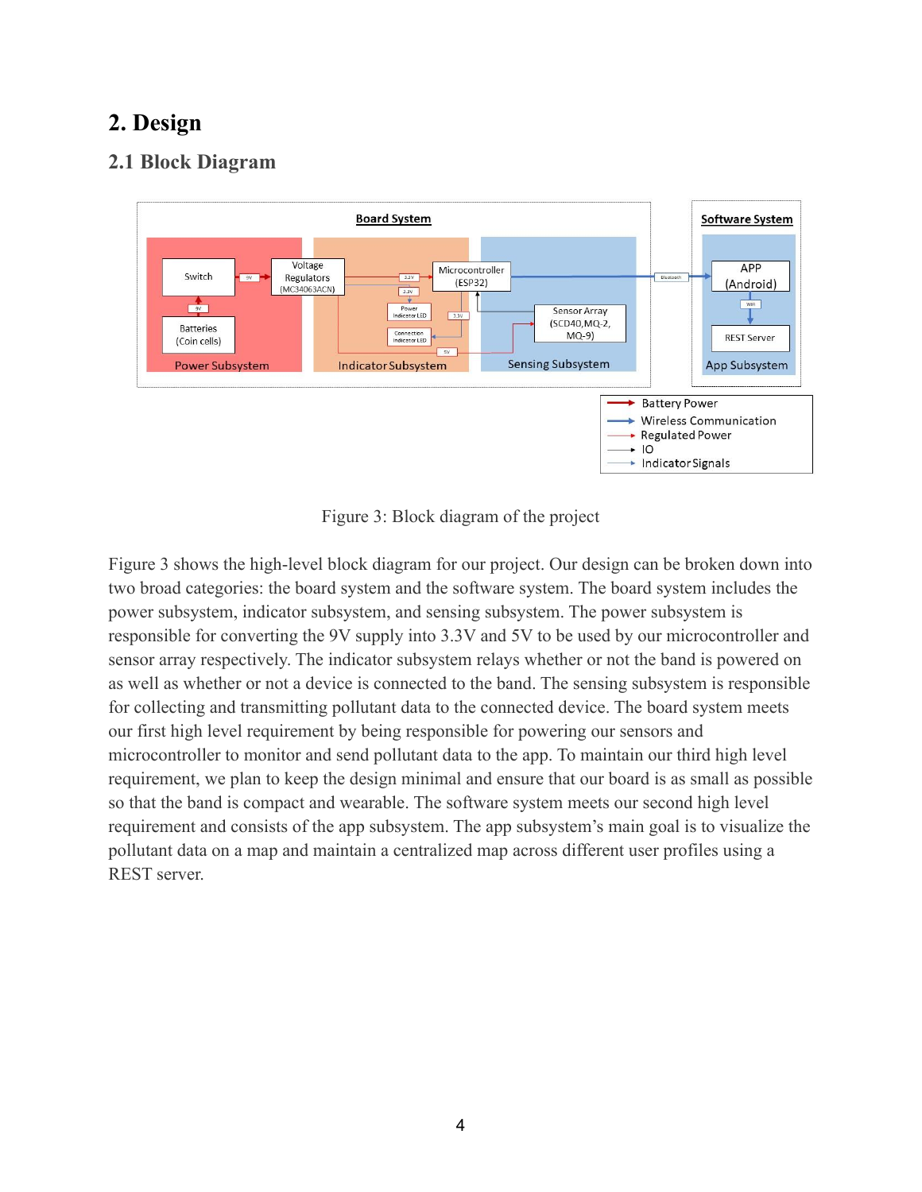# 2. Design

## 2.1 Block Diagram

Figure 3: Block diagram of the project

Figure 3 shows the high-level block diagram for our project. Our design can be broken down into two broad categories: the board system and the software system. The board system includes the power subsystem, indicator subsystem, and sensing subsystem. The power subsystem is responsible for converting the 9V supply into 3.3V and 5V to be used by our microcontroller and sensor array respectively. The indicator subsystem relays whether or not the band is powered on as well as whether or not a device is connected to the band. The sensing subsystem is responsible for collecting and transmitting pollutant data to the connected device. The board system meets our first high level requirement by being responsible for powering our sensors and microcontroller to monitor and send pollutant data to the app. To maintain our third high level requirement, we plan to keep the design minimal and ensure that our board is as small as possible so that the band is compact and wearable. The software system meets our second high level requirement and consists of the app subsystem. The app subsystem's main goal is to visualize the pollutant data on a map and maintain a centralized map across different user profiles using a REST server.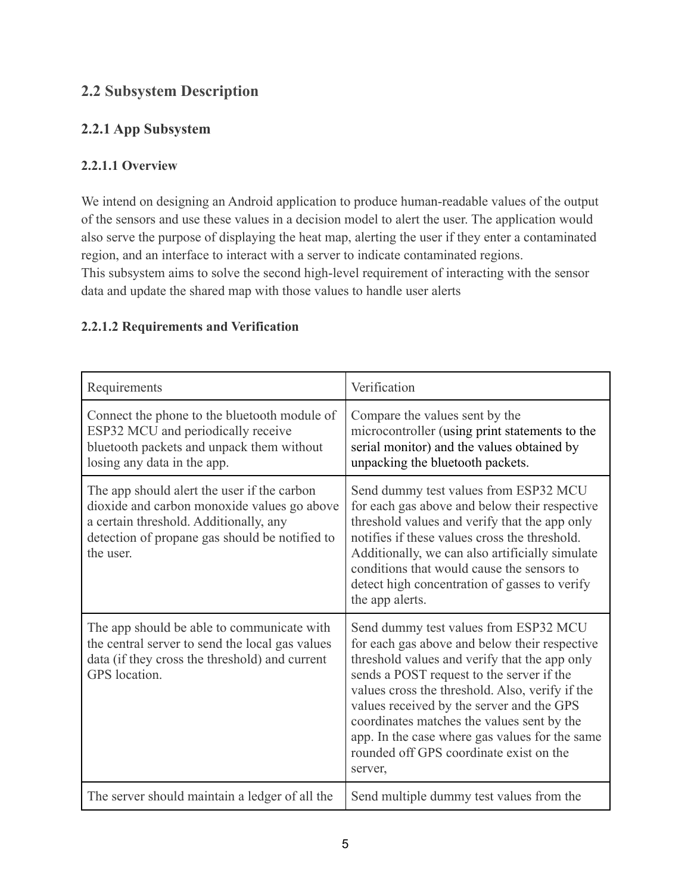## 2.2 Subsystem Description

### 2.2.1 App Subsystem

#### 2.2.1.1 Overview

We intend on designing an Android application to produce human-readable values of the output of the sensors and use these values in a decision model to alert the user. The application would also serve the purpose of displaying the heat map, alerting the user if they enter a contaminated region, and an interface to interact with a server to indicate contaminated regions.
This subsystem aims to solve the second high-level requirement of interacting with the sensor data and update the shared map with those values to handle user alerts

#### 2.2.1.2 Requirements and Verification

| Requirements | Verification |
|---|---|
| Connect the phone to the bluetooth module of ESP32 MCU and periodically receive bluetooth packets and unpack them without losing any data in the app. | Compare the values sent by the microcontroller (using print statements to the serial monitor) and the values obtained by unpacking the bluetooth packets. |
| The app should alert the user if the carbon dioxide and carbon monoxide values go above a certain threshold. Additionally, any detection of propane gas should be notified to the user. | Send dummy test values from ESP32 MCU for each gas above and below their respective threshold values and verify that the app only notifies if these values cross the threshold. Additionally, we can also artificially simulate conditions that would cause the sensors to detect high concentration of gasses to verify the app alerts. |
| The app should be able to communicate with the central server to send the local gas values data (if they cross the threshold) and current GPS location. | Send dummy test values from ESP32 MCU for each gas above and below their respective threshold values and verify that the app only sends a POST request to the server if the values cross the threshold. Also, verify if the values received by the server and the GPS coordinates matches the values sent by the app. In the case where gas values for the same rounded off GPS coordinate exist on the server, |
| The server should maintain a ledger of all the | Send multiple dummy test values from the |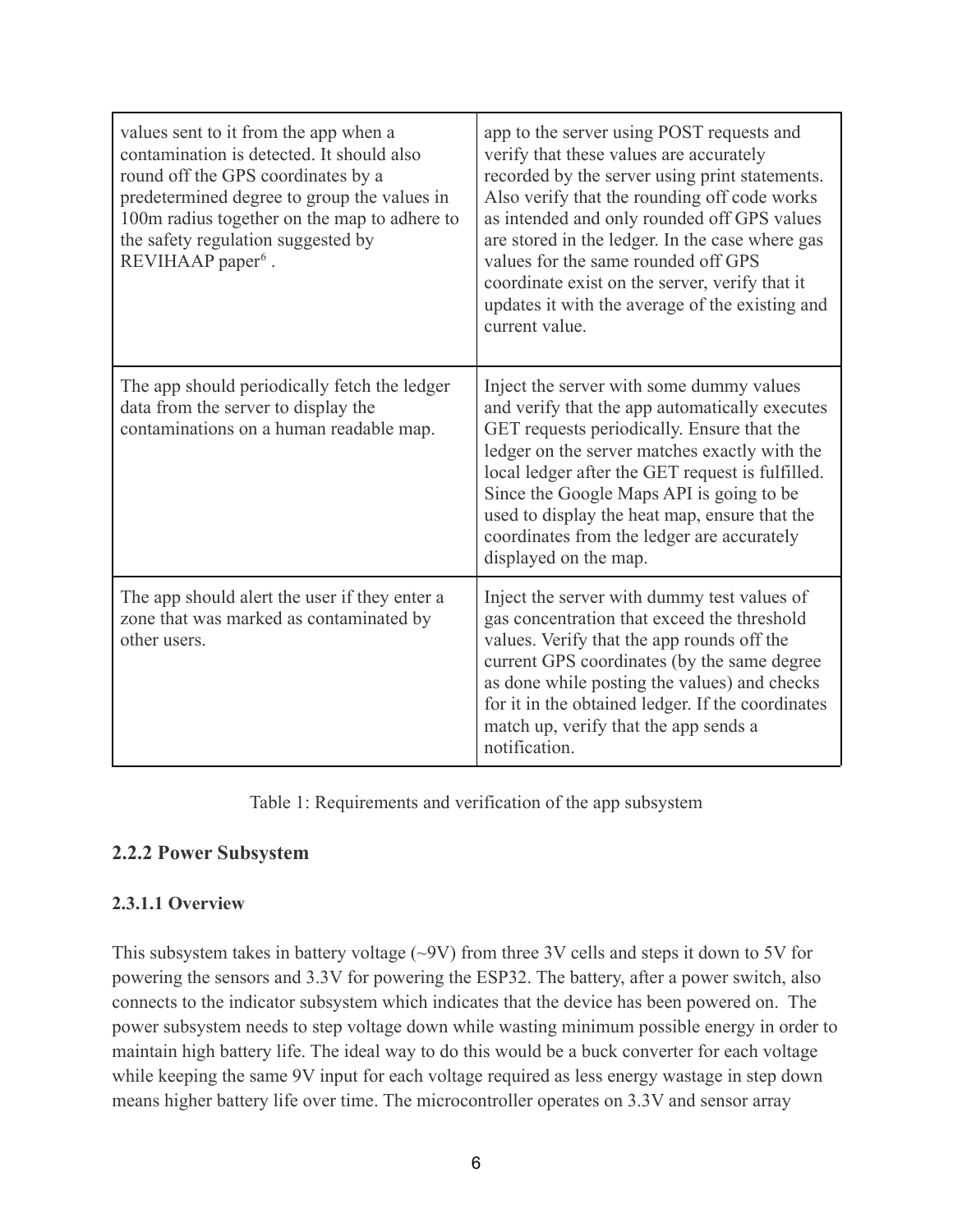| | |
|---|---|
| values sent to it from the app when a contamination is detected. It should also round off the GPS coordinates by a predetermined degree to group the values in 100m radius together on the map to adhere to the safety regulation suggested by REVIHAAP paper[6] . | app to the server using POST requests and verify that these values are accurately recorded by the server using print statements. Also verify that the rounding off code works as intended and only rounded off GPS values are stored in the ledger. In the case where gas values for the same rounded off GPS coordinate exist on the server, verify that it updates it with the average of the existing and current value. |
| The app should periodically fetch the ledger data from the server to display the contaminations on a human readable map. | Inject the server with some dummy values and verify that the app automatically executes GET requests periodically. Ensure that the ledger on the server matches exactly with the local ledger after the GET request is fulfilled. Since the Google Maps API is going to be used to display the heat map, ensure that the coordinates from the ledger are accurately displayed on the map. |
| The app should alert the user if they enter a zone that was marked as contaminated by other users. | Inject the server with dummy test values of gas concentration that exceed the threshold values. Verify that the app rounds off the current GPS coordinates (by the same degree as done while posting the values) and checks for it in the obtained ledger. If the coordinates match up, verify that the app sends a notification. |

Table 1: Requirements and verification of the app subsystem

### 2.2.2 Power Subsystem

#### 2.3.1.1 Overview

This subsystem takes in battery voltage (~9V) from three 3V cells and steps it down to 5V for powering the sensors and 3.3V for powering the ESP32. The battery, after a power switch, also connects to the indicator subsystem which indicates that the device has been powered on. The power subsystem needs to step voltage down while wasting minimum possible energy in order to maintain high battery life. The ideal way to do this would be a buck converter for each voltage while keeping the same 9V input for each voltage required as less energy wastage in step down means higher battery life over time. The microcontroller operates on 3.3V and sensor array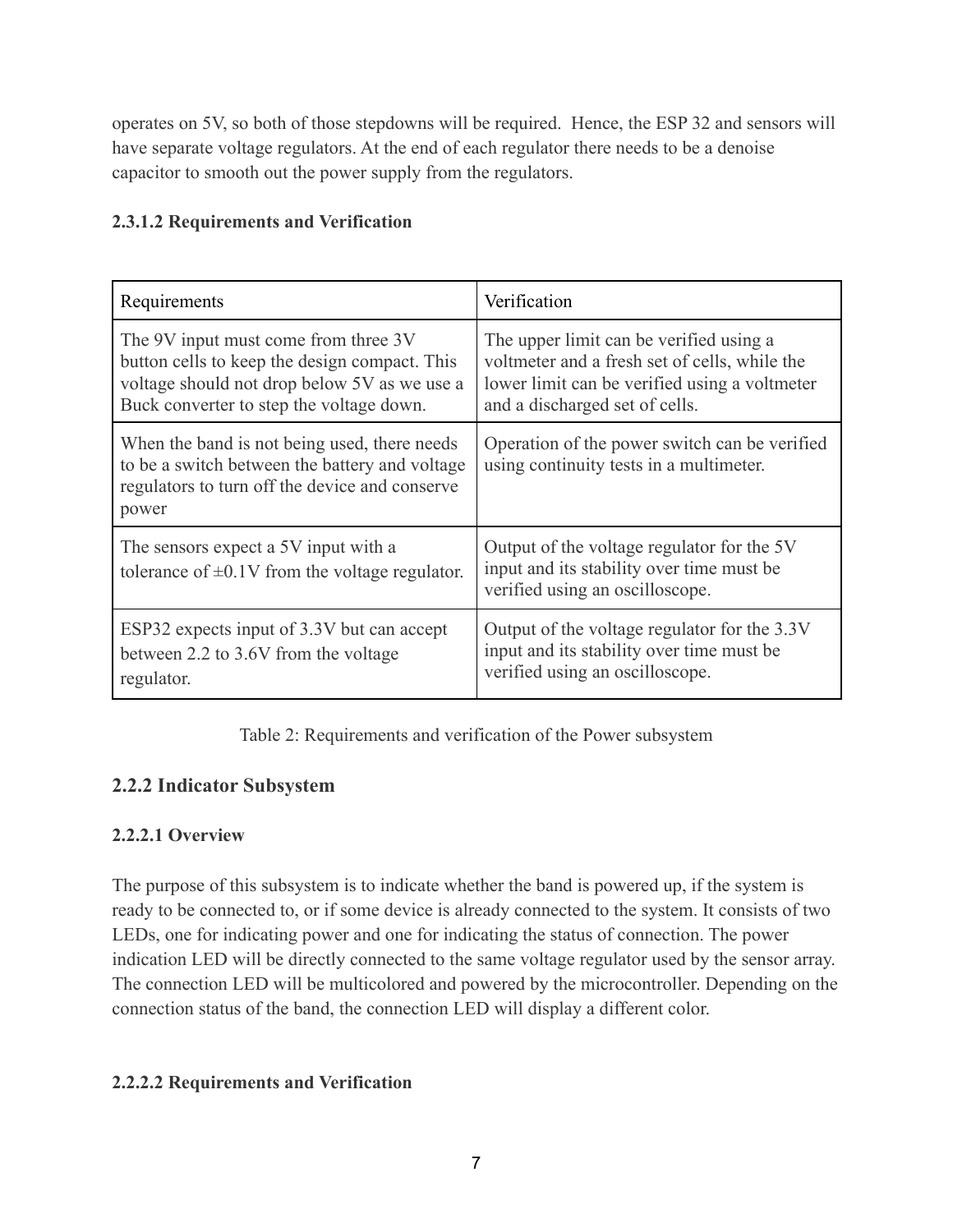operates on 5V, so both of those stepdowns will be required. Hence, the ESP 32 and sensors will have separate voltage regulators. At the end of each regulator there needs to be a denoise capacitor to smooth out the power supply from the regulators.

**2.3.1.2 Requirements and Verification**

| Requirements | Verification |
| --- | --- |
| The 9V input must come from three 3V button cells to keep the design compact. This voltage should not drop below 5V as we use a Buck converter to step the voltage down. | The upper limit can be verified using a voltmeter and a fresh set of cells, while the lower limit can be verified using a voltmeter and a discharged set of cells. |
| When the band is not being used, there needs to be a switch between the battery and voltage regulators to turn off the device and conserve power | Operation of the power switch can be verified using continuity tests in a multimeter. |
| The sensors expect a 5V input with a tolerance of ±0.1V from the voltage regulator. | Output of the voltage regulator for the 5V input and its stability over time must be verified using an oscilloscope. |
| ESP32 expects input of 3.3V but can accept between 2.2 to 3.6V from the voltage regulator. | Output of the voltage regulator for the 3.3V input and its stability over time must be verified using an oscilloscope. |

Table 2: Requirements and verification of the Power subsystem

## 2.2.2 Indicator Subsystem

### 2.2.2.1 Overview

The purpose of this subsystem is to indicate whether the band is powered up, if the system is ready to be connected to, or if some device is already connected to the system. It consists of two LEDs, one for indicating power and one for indicating the status of connection. The power indication LED will be directly connected to the same voltage regulator used by the sensor array. The connection LED will be multicolored and powered by the microcontroller. Depending on the connection status of the band, the connection LED will display a different color.

### 2.2.2.2 Requirements and Verification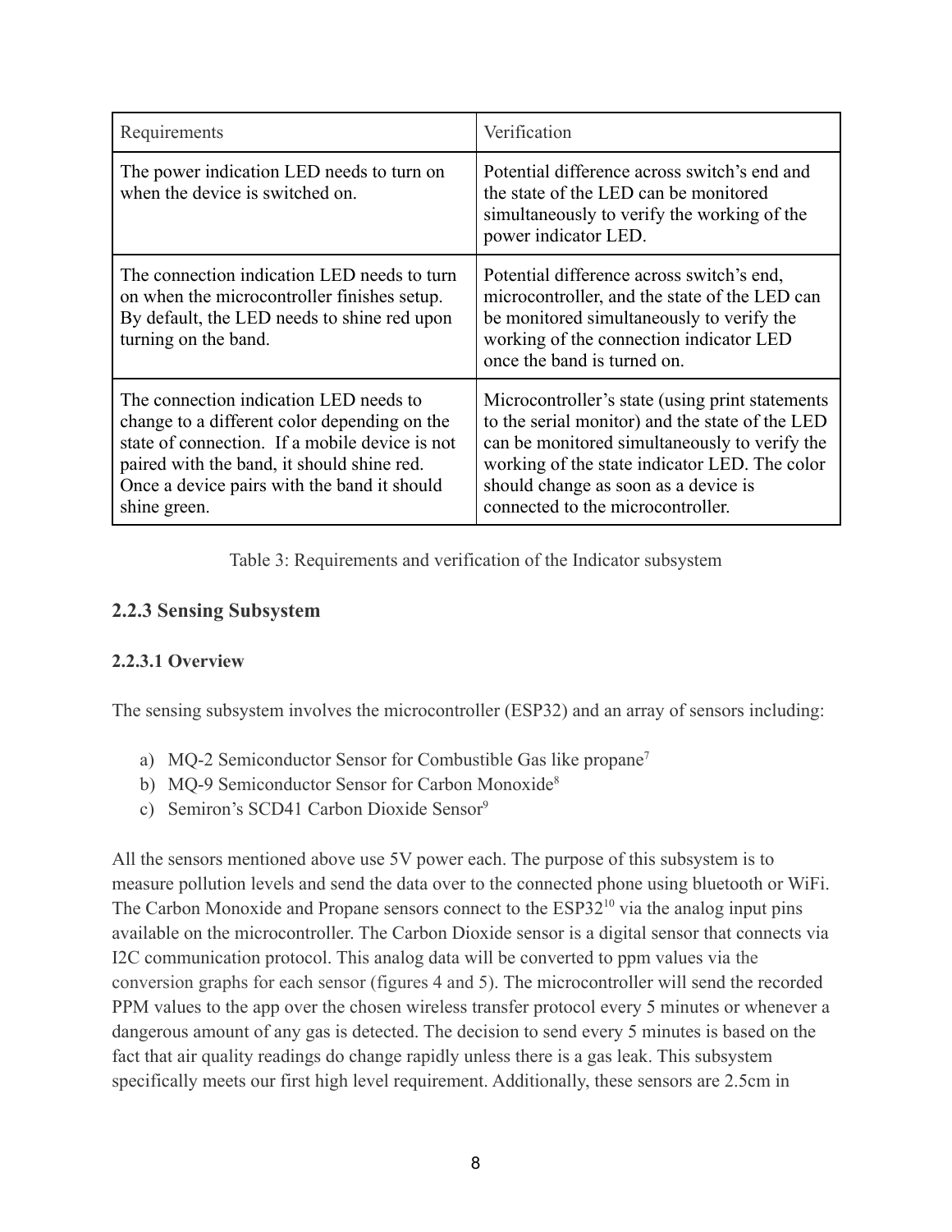| Requirements | Verification |
| --- | --- |
| The power indication LED needs to turn on when the device is switched on. | Potential difference across switch's end and the state of the LED can be monitored simultaneously to verify the working of the power indicator LED. |
| The connection indication LED needs to turn on when the microcontroller finishes setup. By default, the LED needs to shine red upon turning on the band. | Potential difference across switch's end, microcontroller, and the state of the LED can be monitored simultaneously to verify the working of the connection indicator LED once the band is turned on. |
| The connection indication LED needs to change to a different color depending on the state of connection. If a mobile device is not paired with the band, it should shine red. Once a device pairs with the band it should shine green. | Microcontroller's state (using print statements to the serial monitor) and the state of the LED can be monitored simultaneously to verify the working of the state indicator LED. The color should change as soon as a device is connected to the microcontroller. |

Table 3: Requirements and verification of the Indicator subsystem

### 2.2.3 Sensing Subsystem

#### 2.2.3.1 Overview

The sensing subsystem involves the microcontroller (ESP32) and an array of sensors including:

a) MQ-2 Semiconductor Sensor for Combustible Gas like propane[7]
b) MQ-9 Semiconductor Sensor for Carbon Monoxide[8]
c) Semiron's SCD41 Carbon Dioxide Sensor[9]

All the sensors mentioned above use 5V power each. The purpose of this subsystem is to measure pollution levels and send the data over to the connected phone using bluetooth or WiFi. The Carbon Monoxide and Propane sensors connect to the ESP32[10] via the analog input pins available on the microcontroller. The Carbon Dioxide sensor is a digital sensor that connects via I2C communication protocol. This analog data will be converted to ppm values via the conversion graphs for each sensor (figures 4 and 5). The microcontroller will send the recorded PPM values to the app over the chosen wireless transfer protocol every 5 minutes or whenever a dangerous amount of any gas is detected. The decision to send every 5 minutes is based on the fact that air quality readings do change rapidly unless there is a gas leak. This subsystem specifically meets our first high level requirement. Additionally, these sensors are 2.5cm in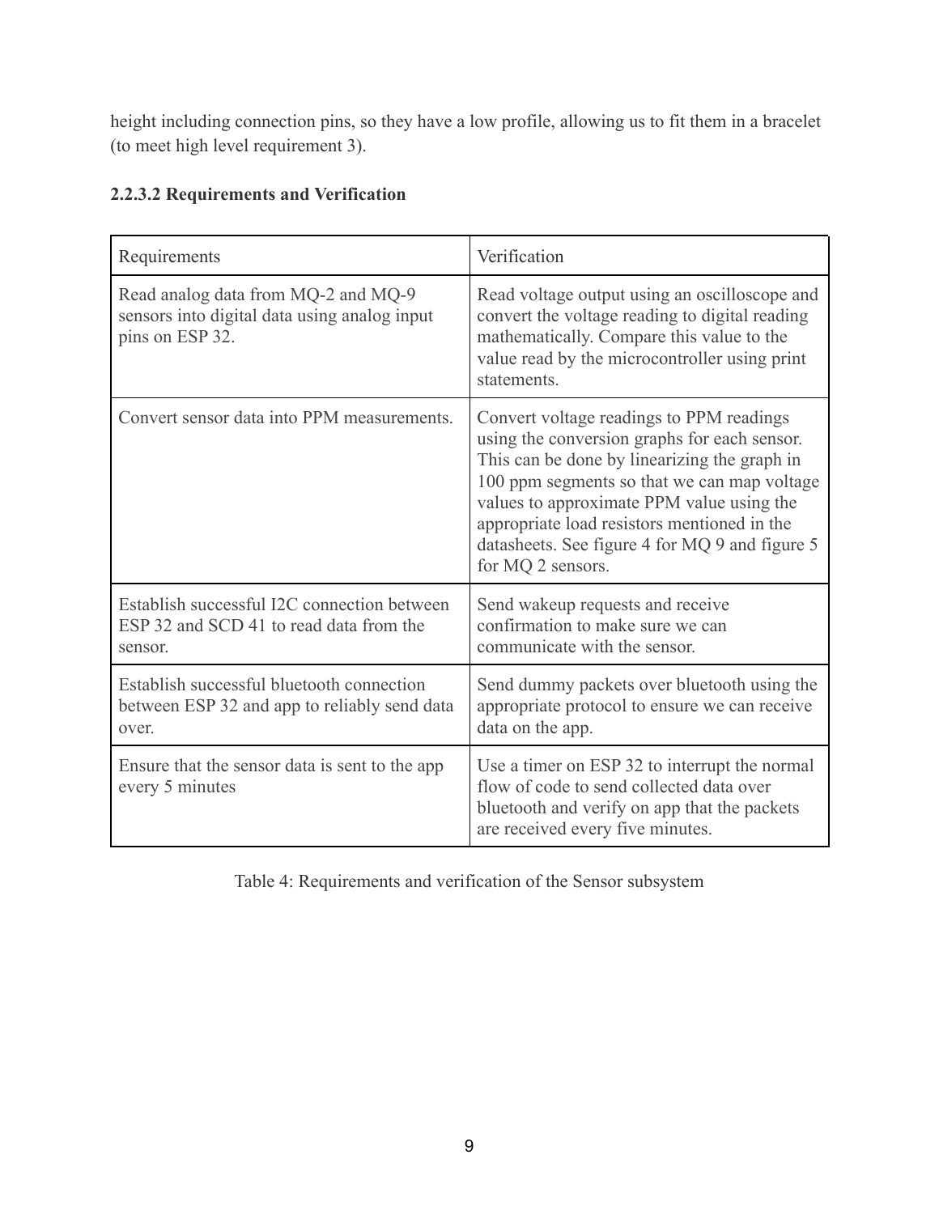height including connection pins, so they have a low profile, allowing us to fit them in a bracelet (to meet high level requirement 3).

#### 2.2.3.2 Requirements and Verification

| Requirements | Verification |
| --- | --- |
| Read analog data from MQ-2 and MQ-9 sensors into digital data using analog input pins on ESP 32. | Read voltage output using an oscilloscope and convert the voltage reading to digital reading mathematically. Compare this value to the value read by the microcontroller using print statements. |
| Convert sensor data into PPM measurements. | Convert voltage readings to PPM readings using the conversion graphs for each sensor. This can be done by linearizing the graph in 100 ppm segments so that we can map voltage values to approximate PPM value using the appropriate load resistors mentioned in the datasheets. See figure 4 for MQ 9 and figure 5 for MQ 2 sensors. |
| Establish successful I2C connection between ESP 32 and SCD 41 to read data from the sensor. | Send wakeup requests and receive confirmation to make sure we can communicate with the sensor. |
| Establish successful bluetooth connection between ESP 32 and app to reliably send data over. | Send dummy packets over bluetooth using the appropriate protocol to ensure we can receive data on the app. |
| Ensure that the sensor data is sent to the app every 5 minutes | Use a timer on ESP 32 to interrupt the normal flow of code to send collected data over bluetooth and verify on app that the packets are received every five minutes. |

Table 4: Requirements and verification of the Sensor subsystem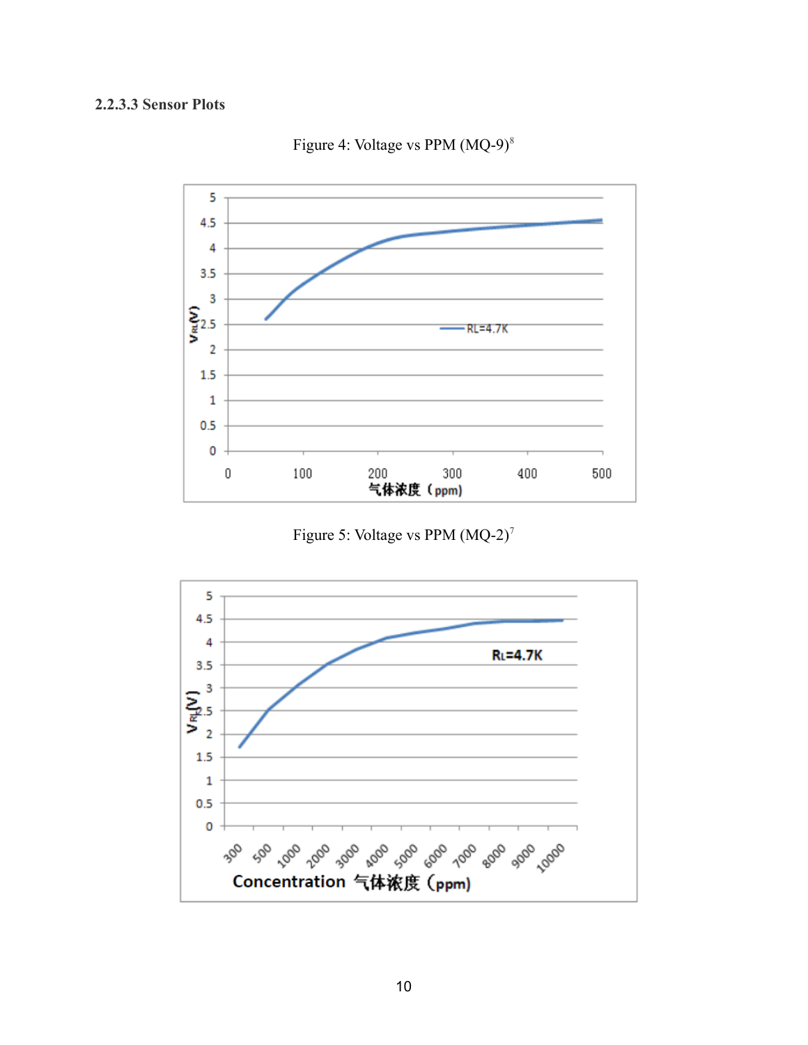#### 2.2.3.3 Sensor Plots

Figure 4: Voltage vs PPM (MQ-9)[8]

Figure 5: Voltage vs PPM (MQ-2)[7]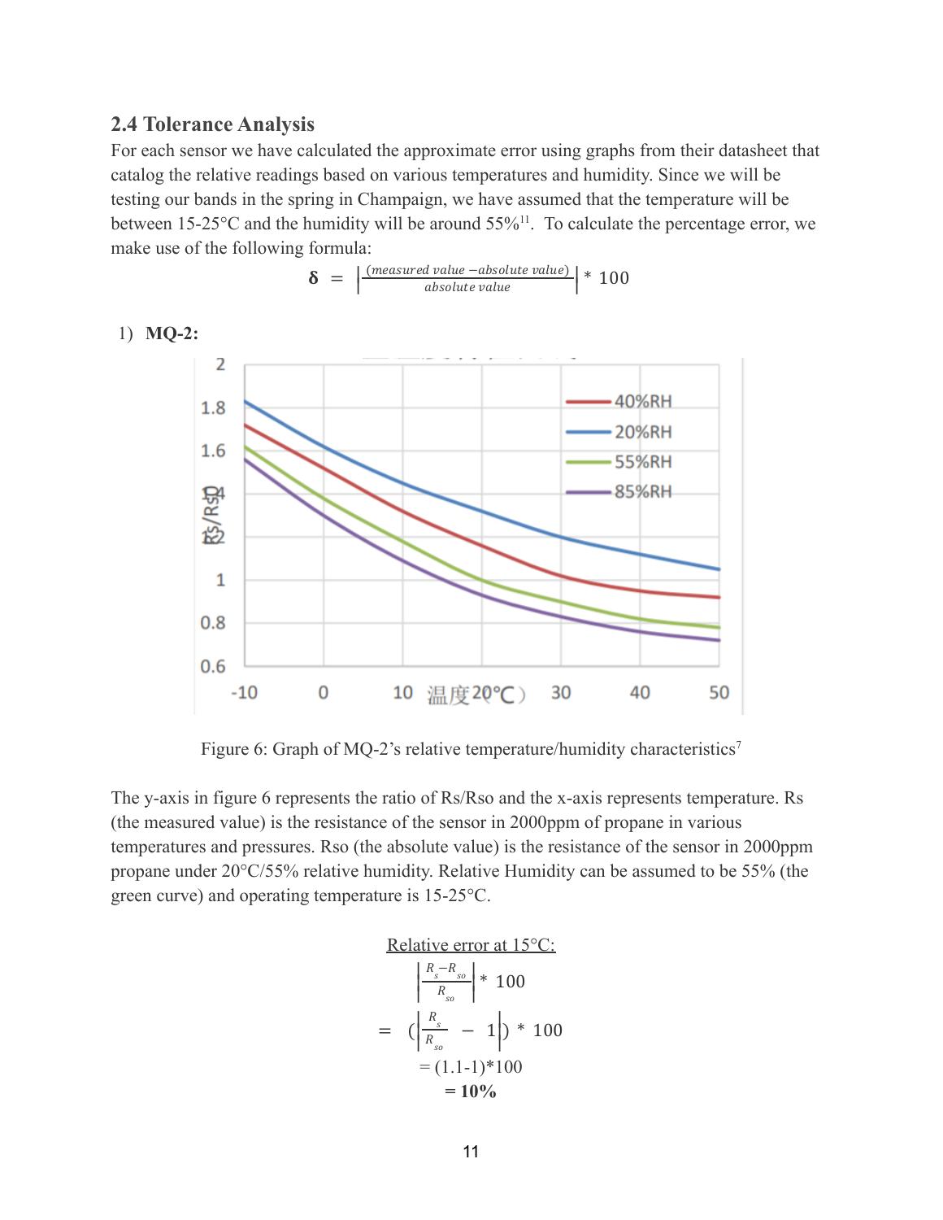### 2.4 Tolerance Analysis

For each sensor we have calculated the approximate error using graphs from their datasheet that catalog the relative readings based on various temperatures and humidity. Since we will be testing our bands in the spring in Champaign, we have assumed that the temperature will be between 15-25°C and the humidity will be around 55%[11]. To calculate the percentage error, we make use of the following formula:

$$\delta = \left|\frac{(measured\ value - absolute\ value)}{absolute\ value}\right| * 100$$

1) **MQ-2:**

Figure 6: Graph of MQ-2's relative temperature/humidity characteristics[7]

The y-axis in figure 6 represents the ratio of Rs/Rso and the x-axis represents temperature. Rs (the measured value) is the resistance of the sensor in 2000ppm of propane in various temperatures and pressures. Rso (the absolute value) is the resistance of the sensor in 2000ppm propane under 20°C/55% relative humidity. Relative Humidity can be assumed to be 55% (the green curve) and operating temperature is 15-25°C.

<u>Relative error at 15°C:</u>

$$\left|\frac{R_s - R_{so}}{R_{so}}\right| * 100$$

$$= \left(\left|\frac{R_s}{R_{so}} - 1\right|\right) * 100$$

$$= (1.1-1)*100$$

$$\mathbf{= 10\%}$$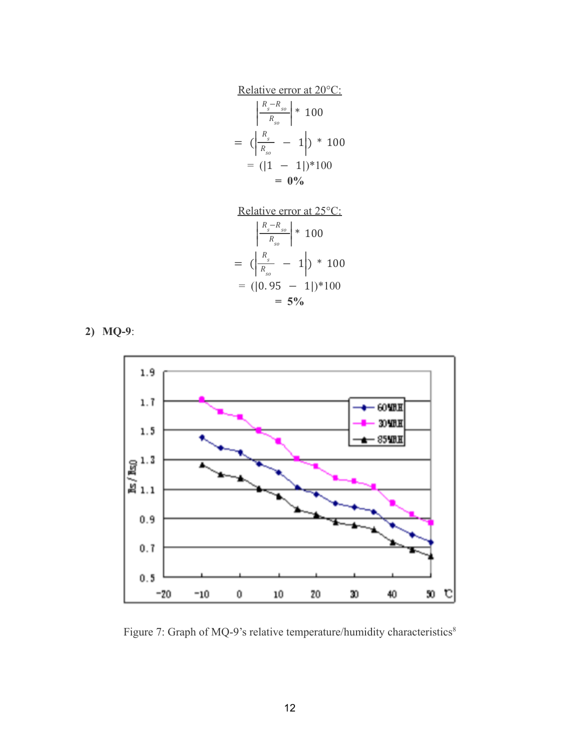Relative error at 20°C:

$$\left|\frac{R_s - R_{so}}{R_{so}}\right| * 100$$

$$= \left(\left|\frac{R_s}{R_{so}} - 1\right|\right) * 100$$

$$= (|1 - 1|)*100$$

$$\mathbf{= 0\%}$$

Relative error at 25°C:

$$\left|\frac{R_s - R_{so}}{R_{so}}\right| * 100$$

$$= \left(\left|\frac{R_s}{R_{so}} - 1\right|\right) * 100$$

$$= (|0.95 - 1|)*100$$

$$\mathbf{= 5\%}$$

**2) MQ-9**:

Figure 7: Graph of MQ-9's relative temperature/humidity characteristics[8]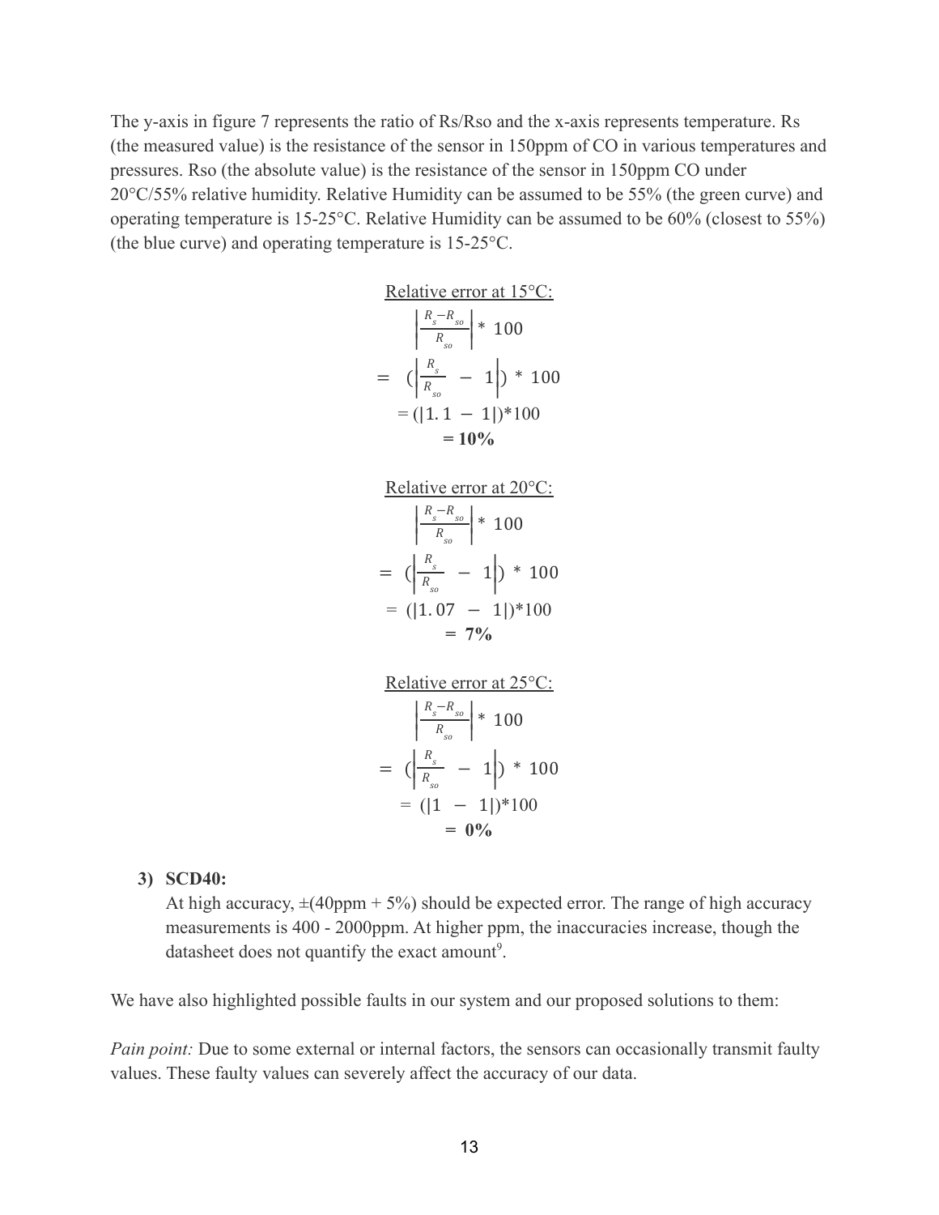The y-axis in figure 7 represents the ratio of Rs/Rso and the x-axis represents temperature. Rs (the measured value) is the resistance of the sensor in 150ppm of CO in various temperatures and pressures. Rso (the absolute value) is the resistance of the sensor in 150ppm CO under 20°C/55% relative humidity. Relative Humidity can be assumed to be 55% (the green curve) and operating temperature is 15-25°C. Relative Humidity can be assumed to be 60% (closest to 55%) (the blue curve) and operating temperature is 15-25°C.

<u>Relative error at 15°C:</u>

$$\left|\frac{R_s - R_{so}}{R_{so}}\right| * 100$$

$$= \left(\left|\frac{R_s}{R_{so}} - 1\right|\right) * 100$$

$$= (|1.1 - 1|)*100$$

$$\mathbf{= 10\%}$$

<u>Relative error at 20°C:</u>

$$\left|\frac{R_s - R_{so}}{R_{so}}\right| * 100$$

$$= \left(\left|\frac{R_s}{R_{so}} - 1\right|\right) * 100$$

$$= (|1.07 - 1|)*100$$

$$\mathbf{= 7\%}$$

<u>Relative error at 25°C:</u>

$$\left|\frac{R_s - R_{so}}{R_{so}}\right| * 100$$

$$= \left(\left|\frac{R_s}{R_{so}} - 1\right|\right) * 100$$

$$= (|1 - 1|)*100$$

$$\mathbf{= 0\%}$$

3) **SCD40:**

   At high accuracy, ±(40ppm + 5%) should be expected error. The range of high accuracy measurements is 400 - 2000ppm. At higher ppm, the inaccuracies increase, though the datasheet does not quantify the exact amount[9].

We have also highlighted possible faults in our system and our proposed solutions to them:

*Pain point:* Due to some external or internal factors, the sensors can occasionally transmit faulty values. These faulty values can severely affect the accuracy of our data.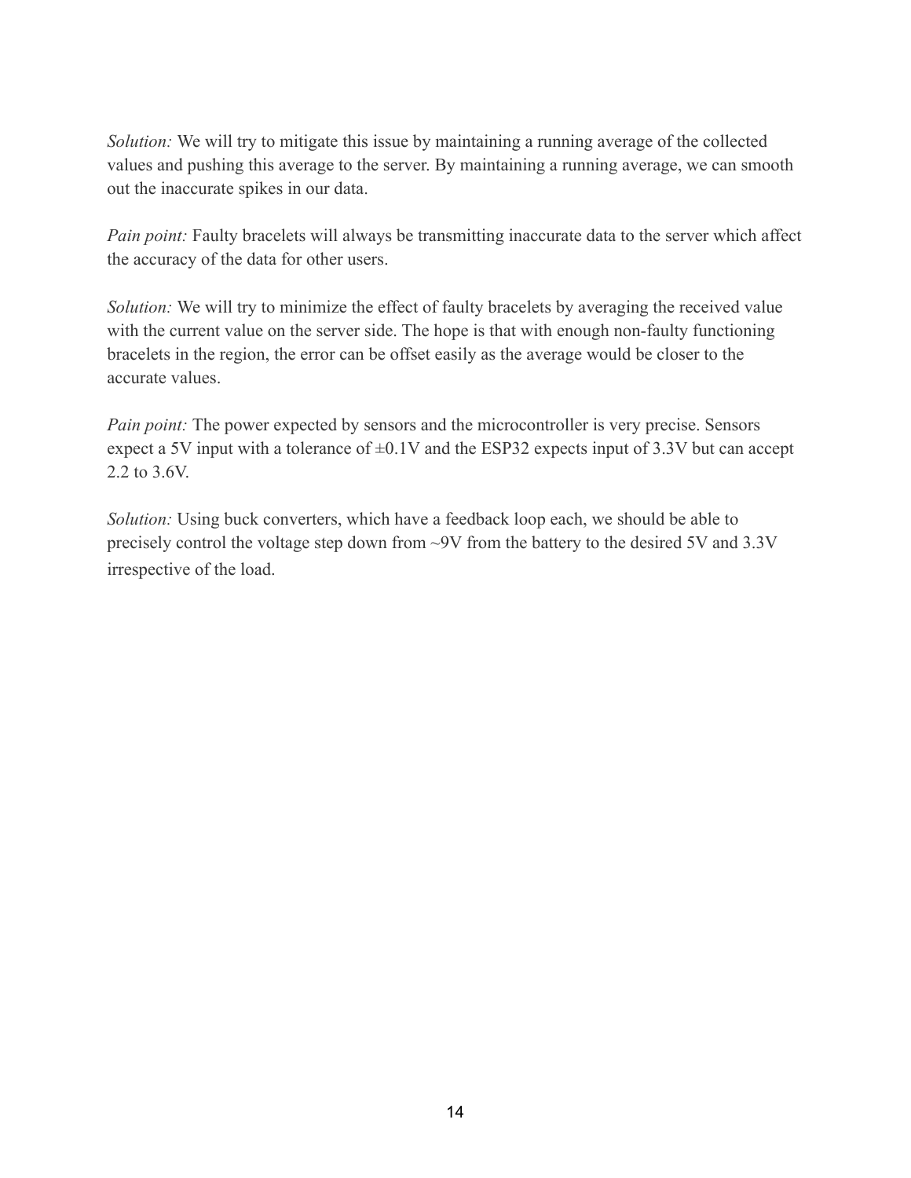*Solution:* We will try to mitigate this issue by maintaining a running average of the collected values and pushing this average to the server. By maintaining a running average, we can smooth out the inaccurate spikes in our data.

*Pain point:* Faulty bracelets will always be transmitting inaccurate data to the server which affect the accuracy of the data for other users.

*Solution:* We will try to minimize the effect of faulty bracelets by averaging the received value with the current value on the server side. The hope is that with enough non-faulty functioning bracelets in the region, the error can be offset easily as the average would be closer to the accurate values.

*Pain point:* The power expected by sensors and the microcontroller is very precise. Sensors expect a 5V input with a tolerance of ±0.1V and the ESP32 expects input of 3.3V but can accept 2.2 to 3.6V.

*Solution:* Using buck converters, which have a feedback loop each, we should be able to precisely control the voltage step down from ~9V from the battery to the desired 5V and 3.3V irrespective of the load.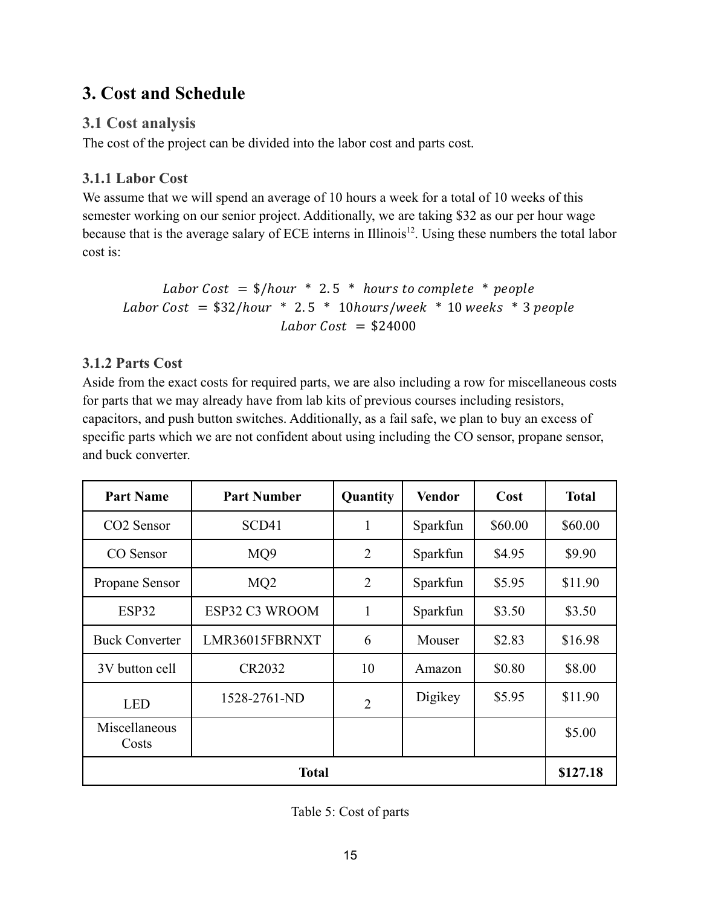## 3. Cost and Schedule

### 3.1 Cost analysis

The cost of the project can be divided into the labor cost and parts cost.

#### 3.1.1 Labor Cost

We assume that we will spend an average of 10 hours a week for a total of 10 weeks of this semester working on our senior project. Additionally, we are taking $32 as our per hour wage because that is the average salary of ECE interns in Illinois[12]. Using these numbers the total labor cost is:

$$Labor\ Cost\ = \$/hour\ *\ 2.5\ *\ hours\ to\ complete\ *\ people$$
$$Labor\ Cost\ = \$32/hour\ *\ 2.5\ *\ 10 hours/week\ *\ 10\ weeks\ *\ 3\ people$$
$$Labor\ Cost\ = \$24000$$

#### 3.1.2 Parts Cost

Aside from the exact costs for required parts, we are also including a row for miscellaneous costs for parts that we may already have from lab kits of previous courses including resistors, capacitors, and push button switches. Additionally, as a fail safe, we plan to buy an excess of specific parts which we are not confident about using including the CO sensor, propane sensor, and buck converter.

| Part Name | Part Number | Quantity | Vendor | Cost | Total |
| --- | --- | --- | --- | --- | --- |
| CO2 Sensor | SCD41 | 1 | Sparkfun | $60.00 | $60.00 |
| CO Sensor | MQ9 | 2 | Sparkfun | $4.95 | $9.90 |
| Propane Sensor | MQ2 | 2 | Sparkfun | $5.95 | $11.90 |
| ESP32 | ESP32 C3 WROOM | 1 | Sparkfun | $3.50 | $3.50 |
| Buck Converter | LMR36015FBRNXT | 6 | Mouser | $2.83 | $16.98 |
| 3V button cell | CR2032 | 10 | Amazon | $0.80 | $8.00 |
| LED | 1528-2761-ND | 2 | Digikey | $5.95 | $11.90 |
| Miscellaneous Costs | | | | | $5.00 |
| **Total** | | | | | **$127.18** |

Table 5: Cost of parts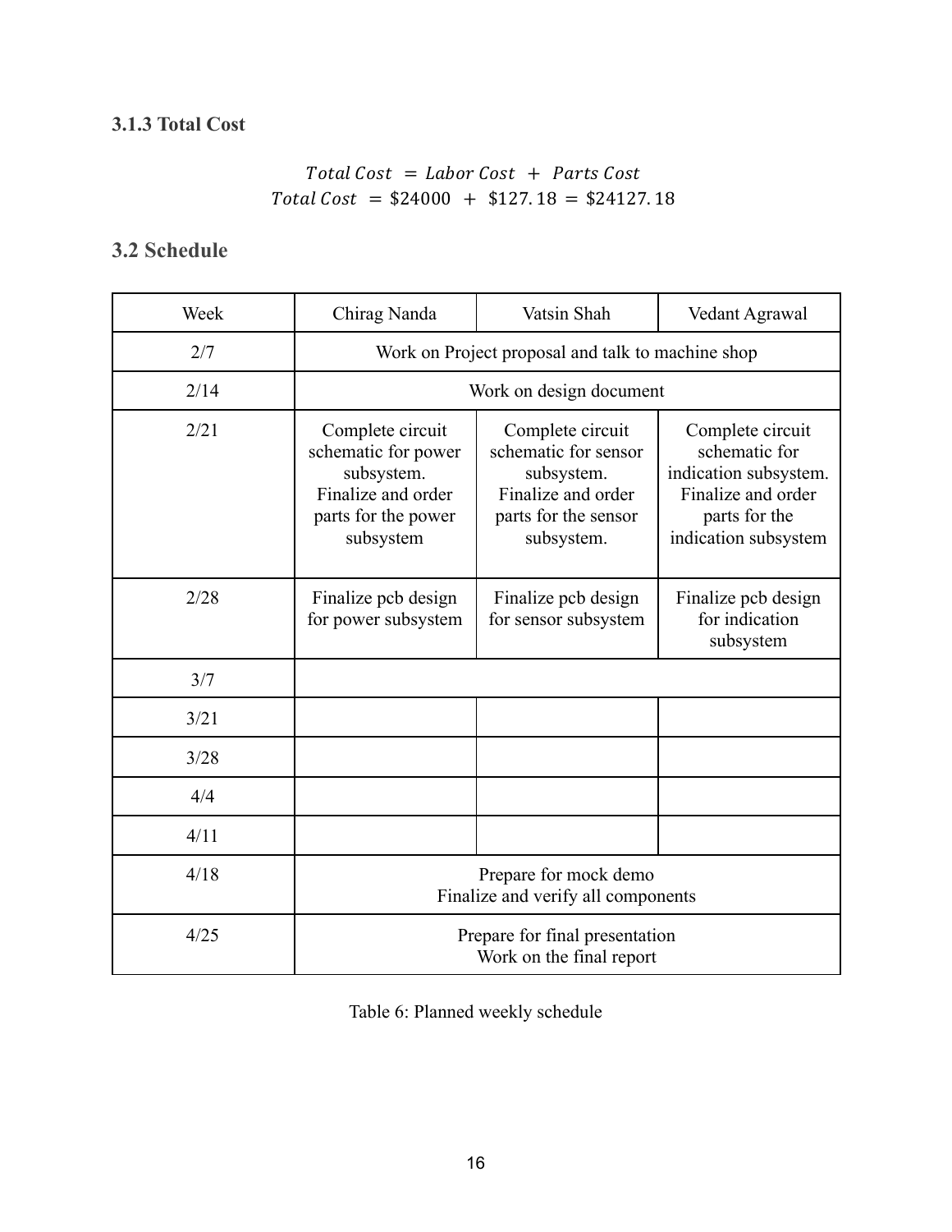### 3.1.3 Total Cost

$$Total\ Cost\ =\ Labor\ Cost\ +\ Parts\ Cost$$
$$Total\ Cost\ =\ \$24000\ +\ \$127.18\ =\ \$24127.18$$

## 3.2 Schedule

| Week | Chirag Nanda | Vatsin Shah | Vedant Agrawal |
|---|---|---|---|
| 2/7 | Work on Project proposal and talk to machine shop | | |
| 2/14 | Work on design document | | |
| 2/21 | Complete circuit schematic for power subsystem. Finalize and order parts for the power subsystem | Complete circuit schematic for sensor subsystem. Finalize and order parts for the sensor subsystem. | Complete circuit schematic for indication subsystem. Finalize and order parts for the indication subsystem |
| 2/28 | Finalize pcb design for power subsystem | Finalize pcb design for sensor subsystem | Finalize pcb design for indication subsystem |
| 3/7 | | | |
| 3/21 | | | |
| 3/28 | | | |
| 4/4 | | | |
| 4/11 | | | |
| 4/18 | Prepare for mock demo<br>Finalize and verify all components | | |
| 4/25 | Prepare for final presentation<br>Work on the final report | | |

Table 6: Planned weekly schedule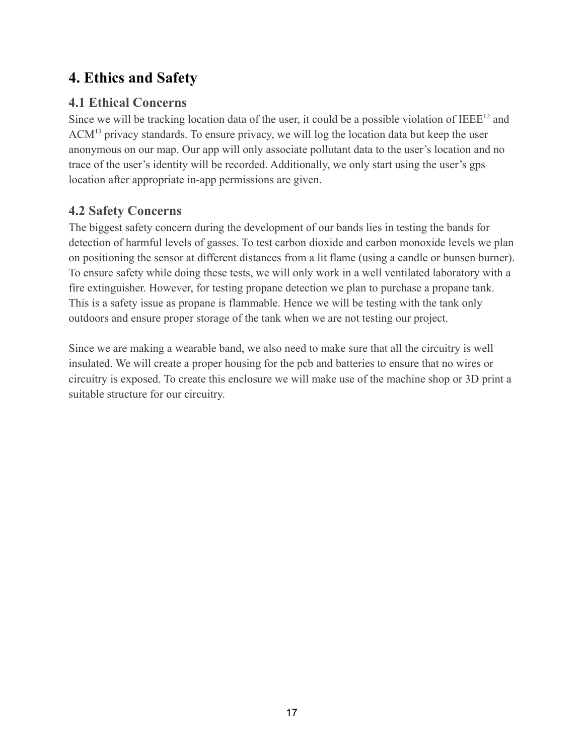## 4. Ethics and Safety

### 4.1 Ethical Concerns

Since we will be tracking location data of the user, it could be a possible violation of IEEE[12] and ACM[13] privacy standards. To ensure privacy, we will log the location data but keep the user anonymous on our map. Our app will only associate pollutant data to the user's location and no trace of the user's identity will be recorded. Additionally, we only start using the user's gps location after appropriate in-app permissions are given.

### 4.2 Safety Concerns

The biggest safety concern during the development of our bands lies in testing the bands for detection of harmful levels of gasses. To test carbon dioxide and carbon monoxide levels we plan on positioning the sensor at different distances from a lit flame (using a candle or bunsen burner). To ensure safety while doing these tests, we will only work in a well ventilated laboratory with a fire extinguisher. However, for testing propane detection we plan to purchase a propane tank. This is a safety issue as propane is flammable. Hence we will be testing with the tank only outdoors and ensure proper storage of the tank when we are not testing our project.

Since we are making a wearable band, we also need to make sure that all the circuitry is well insulated. We will create a proper housing for the pcb and batteries to ensure that no wires or circuitry is exposed. To create this enclosure we will make use of the machine shop or 3D print a suitable structure for our circuitry.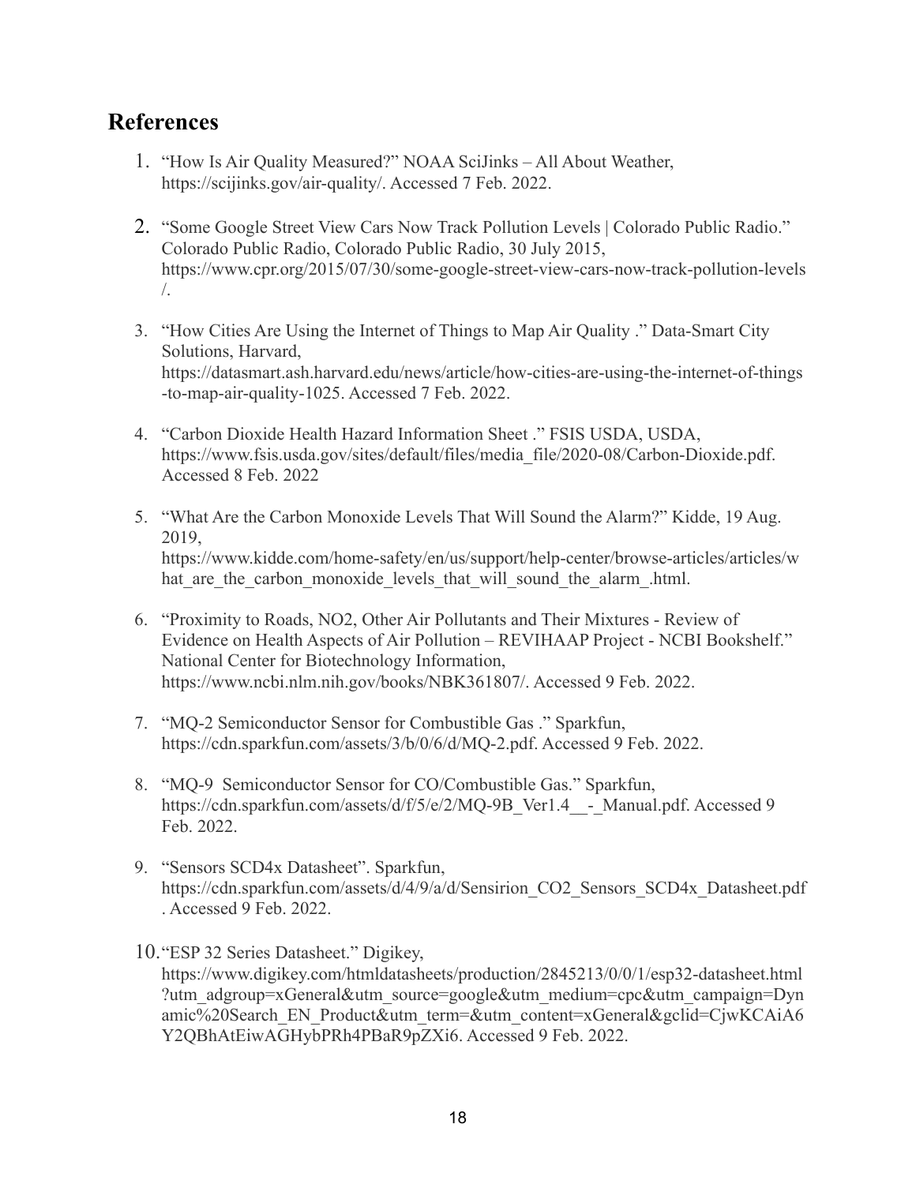## References

1. "How Is Air Quality Measured?" NOAA SciJinks – All About Weather, https://scijinks.gov/air-quality/. Accessed 7 Feb. 2022.

2. "Some Google Street View Cars Now Track Pollution Levels | Colorado Public Radio." Colorado Public Radio, Colorado Public Radio, 30 July 2015, https://www.cpr.org/2015/07/30/some-google-street-view-cars-now-track-pollution-levels/.

3. "How Cities Are Using the Internet of Things to Map Air Quality ." Data-Smart City Solutions, Harvard, https://datasmart.ash.harvard.edu/news/article/how-cities-are-using-the-internet-of-things-to-map-air-quality-1025. Accessed 7 Feb. 2022.

4. "Carbon Dioxide Health Hazard Information Sheet ." FSIS USDA, USDA, https://www.fsis.usda.gov/sites/default/files/media_file/2020-08/Carbon-Dioxide.pdf. Accessed 8 Feb. 2022

5. "What Are the Carbon Monoxide Levels That Will Sound the Alarm?" Kidde, 19 Aug. 2019, https://www.kidde.com/home-safety/en/us/support/help-center/browse-articles/articles/what_are_the_carbon_monoxide_levels_that_will_sound_the_alarm_.html.

6. "Proximity to Roads, NO2, Other Air Pollutants and Their Mixtures - Review of Evidence on Health Aspects of Air Pollution – REVIHAAP Project - NCBI Bookshelf." National Center for Biotechnology Information, https://www.ncbi.nlm.nih.gov/books/NBK361807/. Accessed 9 Feb. 2022.

7. "MQ-2 Semiconductor Sensor for Combustible Gas ." Sparkfun, https://cdn.sparkfun.com/assets/3/b/0/6/d/MQ-2.pdf. Accessed 9 Feb. 2022.

8. "MQ-9 Semiconductor Sensor for CO/Combustible Gas." Sparkfun, https://cdn.sparkfun.com/assets/d/f/5/e/2/MQ-9B_Ver1.4__-_Manual.pdf. Accessed 9 Feb. 2022.

9. "Sensors SCD4x Datasheet". Sparkfun, https://cdn.sparkfun.com/assets/d/4/9/a/d/Sensirion_CO2_Sensors_SCD4x_Datasheet.pdf . Accessed 9 Feb. 2022.

10. "ESP 32 Series Datasheet." Digikey, https://www.digikey.com/htmldatasheets/production/2845213/0/0/1/esp32-datasheet.html?utm_adgroup=xGeneral&utm_source=google&utm_medium=cpc&utm_campaign=Dynamic%20Search_EN_Product&utm_term=&utm_content=xGeneral&gclid=CjwKCAiA6Y2QBhAtEiwAGHybPRh4PBaR9pZXi6. Accessed 9 Feb. 2022.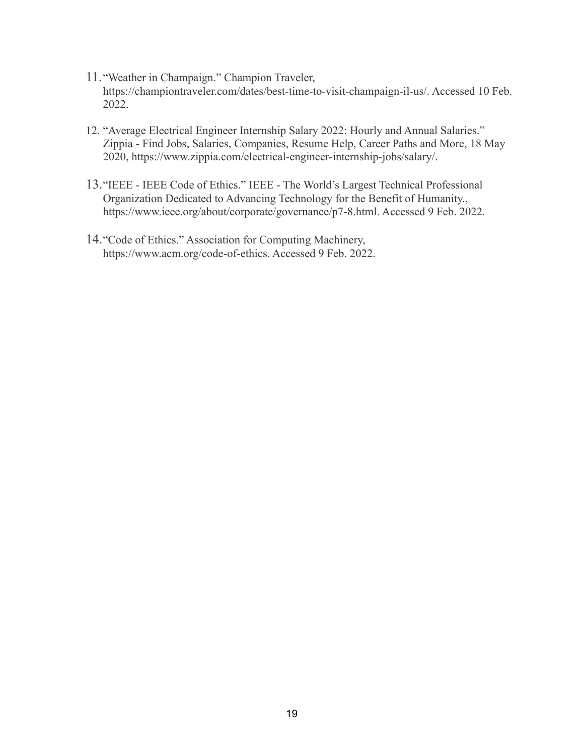11. "Weather in Champaign." Champion Traveler, https://championtraveler.com/dates/best-time-to-visit-champaign-il-us/. Accessed 10 Feb. 2022.

12. "Average Electrical Engineer Internship Salary 2022: Hourly and Annual Salaries." Zippia - Find Jobs, Salaries, Companies, Resume Help, Career Paths and More, 18 May 2020, https://www.zippia.com/electrical-engineer-internship-jobs/salary/.

13. "IEEE - IEEE Code of Ethics." IEEE - The World's Largest Technical Professional Organization Dedicated to Advancing Technology for the Benefit of Humanity., https://www.ieee.org/about/corporate/governance/p7-8.html. Accessed 9 Feb. 2022.

14. "Code of Ethics." Association for Computing Machinery, https://www.acm.org/code-of-ethics. Accessed 9 Feb. 2022.